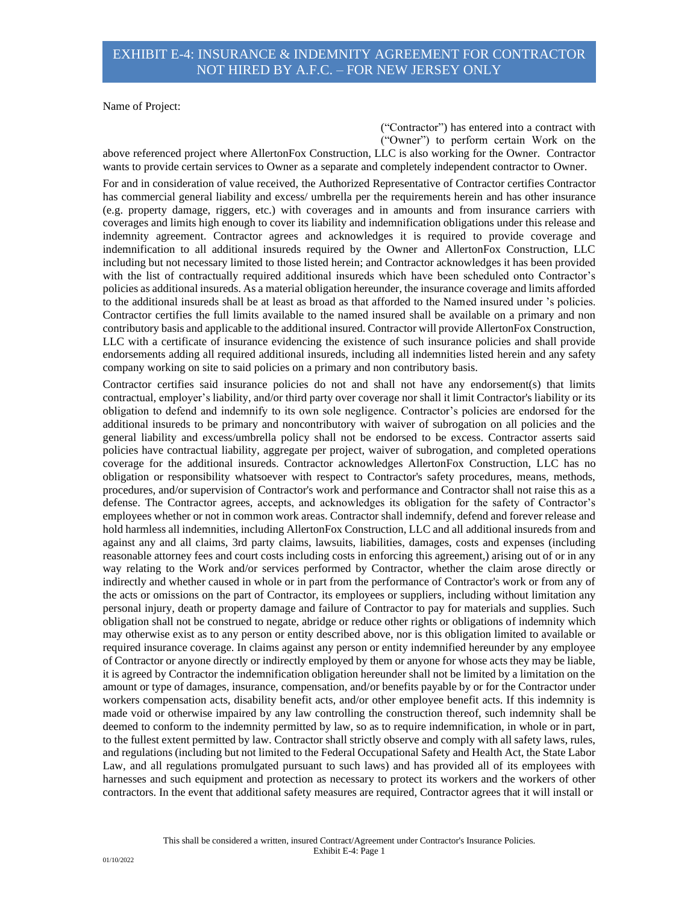# EXHIBIT E-4: INSURANCE & INDEMNITY AGREEMENT FOR CONTRACTOR NOT HIRED BY A.F.C. – FOR NEW JERSEY ONLY

Name of Project:

("Contractor") has entered into a contract with ("Owner") to perform certain Work on the above referenced project where AllertonFox Construction, LLC is also working for the Owner. Contractor wants to provide certain services to Owner as a separate and completely independent contractor to Owner.

For and in consideration of value received, the Authorized Representative of Contractor certifies Contractor has commercial general liability and excess/ umbrella per the requirements herein and has other insurance (e.g. property damage, riggers, etc.) with coverages and in amounts and from insurance carriers with coverages and limits high enough to cover its liability and indemnification obligations under this release and indemnity agreement. Contractor agrees and acknowledges it is required to provide coverage and indemnification to all additional insureds required by the Owner and AllertonFox Construction, LLC including but not necessary limited to those listed herein; and Contractor acknowledges it has been provided with the list of contractually required additional insureds which have been scheduled onto Contractor's policies as additional insureds. As a material obligation hereunder, the insurance coverage and limits afforded to the additional insureds shall be at least as broad as that afforded to the Named insured under 's policies. Contractor certifies the full limits available to the named insured shall be available on a primary and non contributory basis and applicable to the additional insured. Contractor will provide AllertonFox Construction, LLC with a certificate of insurance evidencing the existence of such insurance policies and shall provide endorsements adding all required additional insureds, including all indemnities listed herein and any safety company working on site to said policies on a primary and non contributory basis.

Contractor certifies said insurance policies do not and shall not have any endorsement(s) that limits contractual, employer's liability, and/or third party over coverage nor shall it limit Contractor's liability or its obligation to defend and indemnify to its own sole negligence. Contractor's policies are endorsed for the additional insureds to be primary and noncontributory with waiver of subrogation on all policies and the general liability and excess/umbrella policy shall not be endorsed to be excess. Contractor asserts said policies have contractual liability, aggregate per project, waiver of subrogation, and completed operations coverage for the additional insureds. Contractor acknowledges AllertonFox Construction, LLC has no obligation or responsibility whatsoever with respect to Contractor's safety procedures, means, methods, procedures, and/or supervision of Contractor's work and performance and Contractor shall not raise this as a defense. The Contractor agrees, accepts, and acknowledges its obligation for the safety of Contractor's employees whether or not in common work areas. Contractor shall indemnify, defend and forever release and hold harmless all indemnities, including AllertonFox Construction, LLC and all additional insureds from and against any and all claims, 3rd party claims, lawsuits, liabilities, damages, costs and expenses (including reasonable attorney fees and court costs including costs in enforcing this agreement,) arising out of or in any way relating to the Work and/or services performed by Contractor, whether the claim arose directly or indirectly and whether caused in whole or in part from the performance of Contractor's work or from any of the acts or omissions on the part of Contractor, its employees or suppliers, including without limitation any personal injury, death or property damage and failure of Contractor to pay for materials and supplies. Such obligation shall not be construed to negate, abridge or reduce other rights or obligations of indemnity which may otherwise exist as to any person or entity described above, nor is this obligation limited to available or required insurance coverage. In claims against any person or entity indemnified hereunder by any employee of Contractor or anyone directly or indirectly employed by them or anyone for whose acts they may be liable, it is agreed by Contractor the indemnification obligation hereunder shall not be limited by a limitation on the amount or type of damages, insurance, compensation, and/or benefits payable by or for the Contractor under workers compensation acts, disability benefit acts, and/or other employee benefit acts. If this indemnity is made void or otherwise impaired by any law controlling the construction thereof, such indemnity shall be deemed to conform to the indemnity permitted by law, so as to require indemnification, in whole or in part, to the fullest extent permitted by law. Contractor shall strictly observe and comply with all safety laws, rules, and regulations (including but not limited to the Federal Occupational Safety and Health Act, the State Labor Law, and all regulations promulgated pursuant to such laws) and has provided all of its employees with harnesses and such equipment and protection as necessary to protect its workers and the workers of other contractors. In the event that additional safety measures are required, Contractor agrees that it will install or

This shall be considered a written, insured Contract/Agreement under Contractor's Insurance Policies.

01/10/2022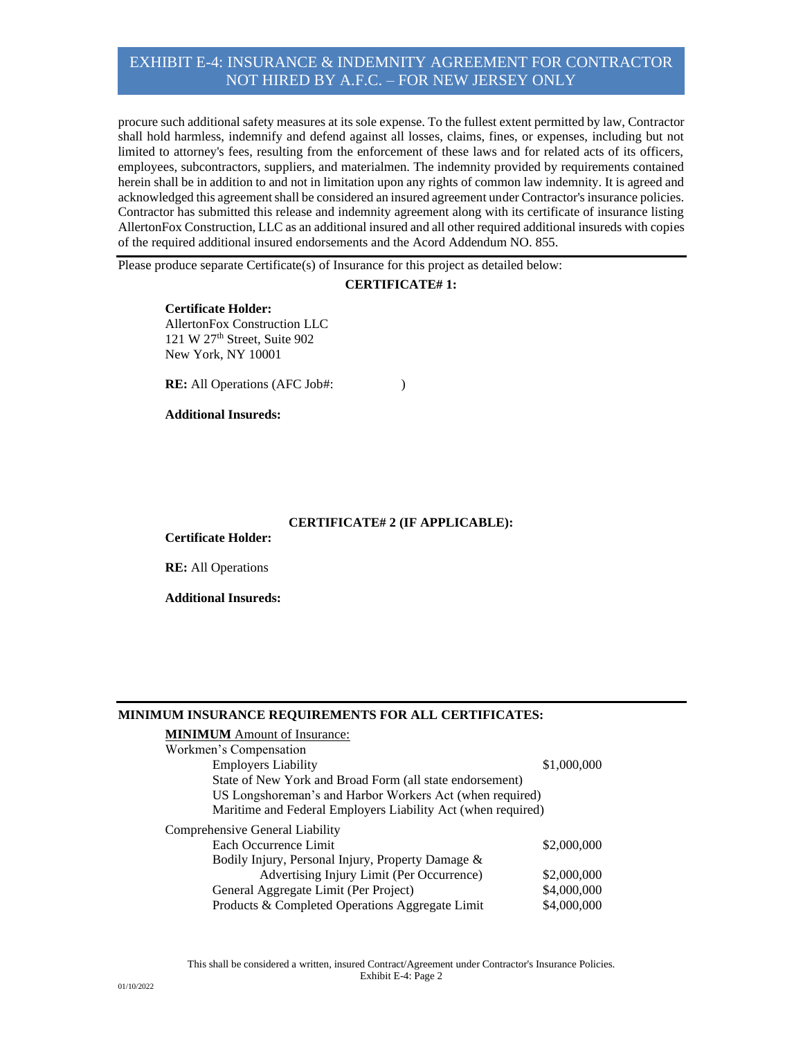procure such additional safety measures at its sole expense. To the fullest extent permitted by law, Contractor shall hold harmless, indemnify and defend against all losses, claims, fines, or expenses, including but not limited to attorney's fees, resulting from the enforcement of these laws and for related acts of its officers, employees, subcontractors, suppliers, and materialmen. The indemnity provided by requirements contained herein shall be in addition to and not in limitation upon any rights of common law indemnity. It is agreed and acknowledged this agreement shall be considered an insured agreement under Contractor's insurance policies. Contractor has submitted this release and indemnity agreement along with its certificate of insurance listing AllertonFox Construction, LLC as an additional insured and all other required additional insureds with copies of the required additional insured endorsements and the Acord Addendum NO. 855.

---

Please produce separate Certificate(s) of Insurance for this project as detailed below:

**CERTIFICATE# 1:**

**Certificate Holder:**
AllertonFox Construction LLC
121 W 27th Street, Suite 902
New York, NY 10001

**RE:** All Operations (AFC Job#: )

**Additional Insureds:**

**CERTIFICATE# 2 (IF APPLICABLE):**

**Certificate Holder:**

**RE:** All Operations

**Additional Insureds:**

---

**MINIMUM INSURANCE REQUIREMENTS FOR ALL CERTIFICATES:**

**MINIMUM** Amount of Insurance:

Workmen's Compensation

| | |
|---|---|
| Employers Liability | $1,000,000 |
| State of New York and Broad Form (all state endorsement) | |
| US Longshoreman's and Harbor Workers Act (when required) | |
| Maritime and Federal Employers Liability Act (when required) | |

Comprehensive General Liability

| | |
|---|---|
| Each Occurrence Limit | $2,000,000 |
| Bodily Injury, Personal Injury, Property Damage & Advertising Injury Limit (Per Occurrence) | $2,000,000 |
| General Aggregate Limit (Per Project) | $4,000,000 |
| Products & Completed Operations Aggregate Limit | $4,000,000 |

This shall be considered a written, insured Contract/Agreement under Contractor's Insurance Policies.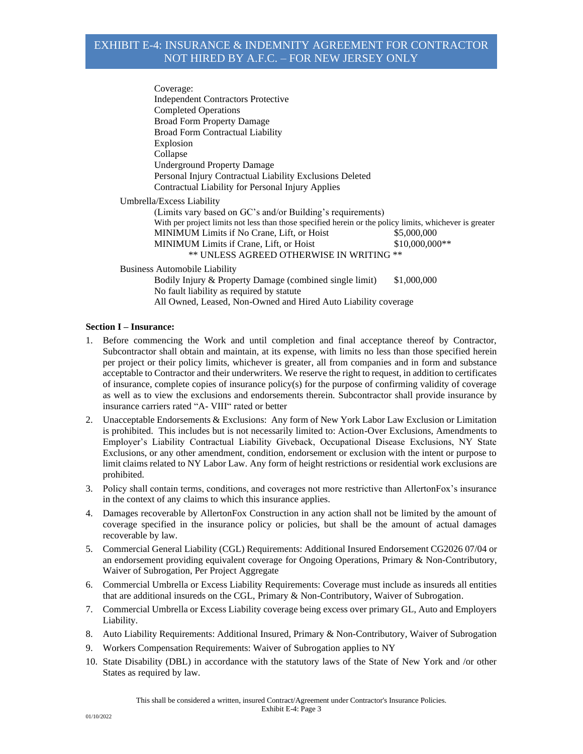# EXHIBIT E-4: INSURANCE & INDEMNITY AGREEMENT FOR CONTRACTOR NOT HIRED BY A.F.C. – FOR NEW JERSEY ONLY

Coverage:
- Independent Contractors Protective
- Completed Operations
- Broad Form Property Damage
- Broad Form Contractual Liability
- Explosion
- Collapse
- Underground Property Damage
- Personal Injury Contractual Liability Exclusions Deleted
- Contractual Liability for Personal Injury Applies

Umbrella/Excess Liability

(Limits vary based on GC's and/or Building's requirements)

With per project limits not less than those specified herein or the policy limits, whichever is greater

| | |
|---|---|
| MINIMUM Limits if No Crane, Lift, or Hoist | $5,000,000 |
| MINIMUM Limits if Crane, Lift, or Hoist | $10,000,000** |

** UNLESS AGREED OTHERWISE IN WRITING **

Business Automobile Liability

| | |
|---|---|
| Bodily Injury & Property Damage (combined single limit) | $1,000,000 |

No fault liability as required by statute

All Owned, Leased, Non-Owned and Hired Auto Liability coverage

**Section I – Insurance:**

1. Before commencing the Work and until completion and final acceptance thereof by Contractor, Subcontractor shall obtain and maintain, at its expense, with limits no less than those specified herein per project or their policy limits, whichever is greater, all from companies and in form and substance acceptable to Contractor and their underwriters. We reserve the right to request, in addition to certificates of insurance, complete copies of insurance policy(s) for the purpose of confirming validity of coverage as well as to view the exclusions and endorsements therein. Subcontractor shall provide insurance by insurance carriers rated "A- VIII" rated or better
2. Unacceptable Endorsements & Exclusions: Any form of New York Labor Law Exclusion or Limitation is prohibited. This includes but is not necessarily limited to: Action-Over Exclusions, Amendments to Employer's Liability Contractual Liability Giveback, Occupational Disease Exclusions, NY State Exclusions, or any other amendment, condition, endorsement or exclusion with the intent or purpose to limit claims related to NY Labor Law. Any form of height restrictions or residential work exclusions are prohibited.
3. Policy shall contain terms, conditions, and coverages not more restrictive than AllertonFox's insurance in the context of any claims to which this insurance applies.
4. Damages recoverable by AllertonFox Construction in any action shall not be limited by the amount of coverage specified in the insurance policy or policies, but shall be the amount of actual damages recoverable by law.
5. Commercial General Liability (CGL) Requirements: Additional Insured Endorsement CG2026 07/04 or an endorsement providing equivalent coverage for Ongoing Operations, Primary & Non-Contributory, Waiver of Subrogation, Per Project Aggregate
6. Commercial Umbrella or Excess Liability Requirements: Coverage must include as insureds all entities that are additional insureds on the CGL, Primary & Non-Contributory, Waiver of Subrogation.
7. Commercial Umbrella or Excess Liability coverage being excess over primary GL, Auto and Employers Liability.
8. Auto Liability Requirements: Additional Insured, Primary & Non-Contributory, Waiver of Subrogation
9. Workers Compensation Requirements: Waiver of Subrogation applies to NY
10. State Disability (DBL) in accordance with the statutory laws of the State of New York and /or other States as required by law.

This shall be considered a written, insured Contract/Agreement under Contractor's Insurance Policies.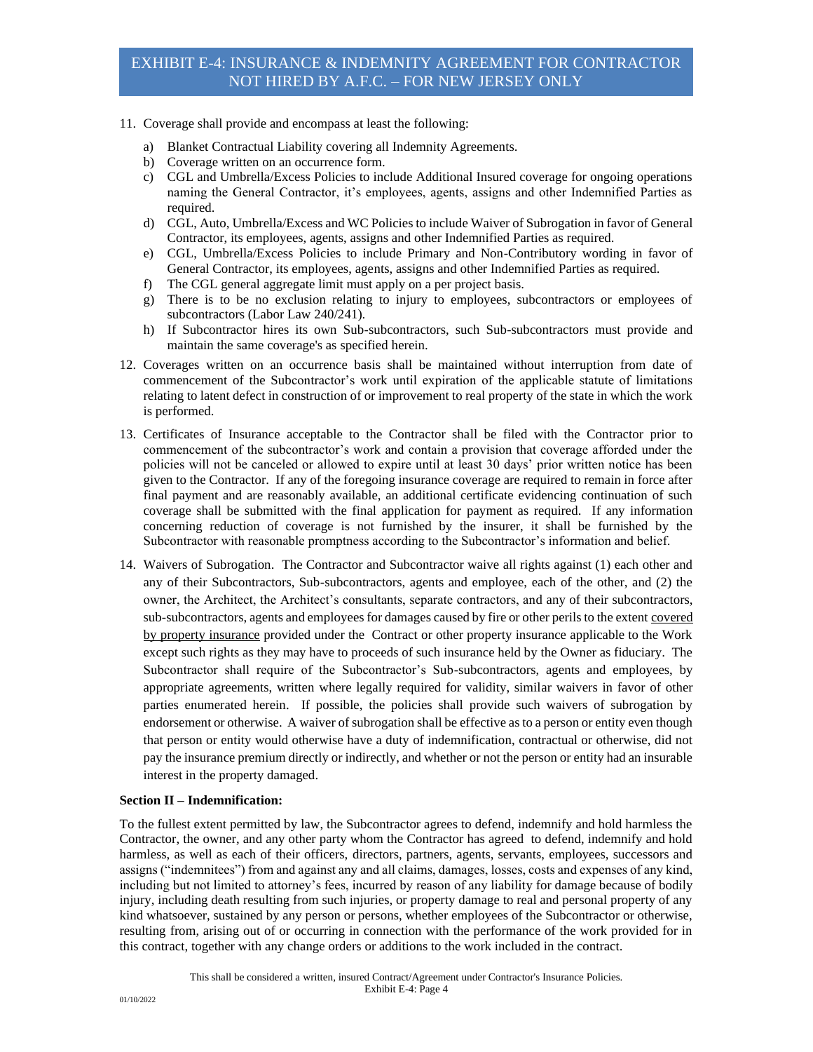# EXHIBIT E-4: INSURANCE & INDEMNITY AGREEMENT FOR CONTRACTOR NOT HIRED BY A.F.C. – FOR NEW JERSEY ONLY

11. Coverage shall provide and encompass at least the following:
    a) Blanket Contractual Liability covering all Indemnity Agreements.
    b) Coverage written on an occurrence form.
    c) CGL and Umbrella/Excess Policies to include Additional Insured coverage for ongoing operations naming the General Contractor, it's employees, agents, assigns and other Indemnified Parties as required.
    d) CGL, Auto, Umbrella/Excess and WC Policies to include Waiver of Subrogation in favor of General Contractor, its employees, agents, assigns and other Indemnified Parties as required.
    e) CGL, Umbrella/Excess Policies to include Primary and Non-Contributory wording in favor of General Contractor, its employees, agents, assigns and other Indemnified Parties as required.
    f) The CGL general aggregate limit must apply on a per project basis.
    g) There is to be no exclusion relating to injury to employees, subcontractors or employees of subcontractors (Labor Law 240/241).
    h) If Subcontractor hires its own Sub-subcontractors, such Sub-subcontractors must provide and maintain the same coverage's as specified herein.
12. Coverages written on an occurrence basis shall be maintained without interruption from date of commencement of the Subcontractor's work until expiration of the applicable statute of limitations relating to latent defect in construction of or improvement to real property of the state in which the work is performed.
13. Certificates of Insurance acceptable to the Contractor shall be filed with the Contractor prior to commencement of the subcontractor's work and contain a provision that coverage afforded under the policies will not be canceled or allowed to expire until at least 30 days' prior written notice has been given to the Contractor. If any of the foregoing insurance coverage are required to remain in force after final payment and are reasonably available, an additional certificate evidencing continuation of such coverage shall be submitted with the final application for payment as required. If any information concerning reduction of coverage is not furnished by the insurer, it shall be furnished by the Subcontractor with reasonable promptness according to the Subcontractor's information and belief.
14. Waivers of Subrogation. The Contractor and Subcontractor waive all rights against (1) each other and any of their Subcontractors, Sub-subcontractors, agents and employee, each of the other, and (2) the owner, the Architect, the Architect's consultants, separate contractors, and any of their subcontractors, sub-subcontractors, agents and employees for damages caused by fire or other perils to the extent covered by property insurance provided under the Contract or other property insurance applicable to the Work except such rights as they may have to proceeds of such insurance held by the Owner as fiduciary. The Subcontractor shall require of the Subcontractor's Sub-subcontractors, agents and employees, by appropriate agreements, written where legally required for validity, similar waivers in favor of other parties enumerated herein. If possible, the policies shall provide such waivers of subrogation by endorsement or otherwise. A waiver of subrogation shall be effective as to a person or entity even though that person or entity would otherwise have a duty of indemnification, contractual or otherwise, did not pay the insurance premium directly or indirectly, and whether or not the person or entity had an insurable interest in the property damaged.

**Section II – Indemnification:**

To the fullest extent permitted by law, the Subcontractor agrees to defend, indemnify and hold harmless the Contractor, the owner, and any other party whom the Contractor has agreed to defend, indemnify and hold harmless, as well as each of their officers, directors, partners, agents, servants, employees, successors and assigns ("indemnitees") from and against any and all claims, damages, losses, costs and expenses of any kind, including but not limited to attorney's fees, incurred by reason of any liability for damage because of bodily injury, including death resulting from such injuries, or property damage to real and personal property of any kind whatsoever, sustained by any person or persons, whether employees of the Subcontractor or otherwise, resulting from, arising out of or occurring in connection with the performance of the work provided for in this contract, together with any change orders or additions to the work included in the contract.

This shall be considered a written, insured Contract/Agreement under Contractor's Insurance Policies.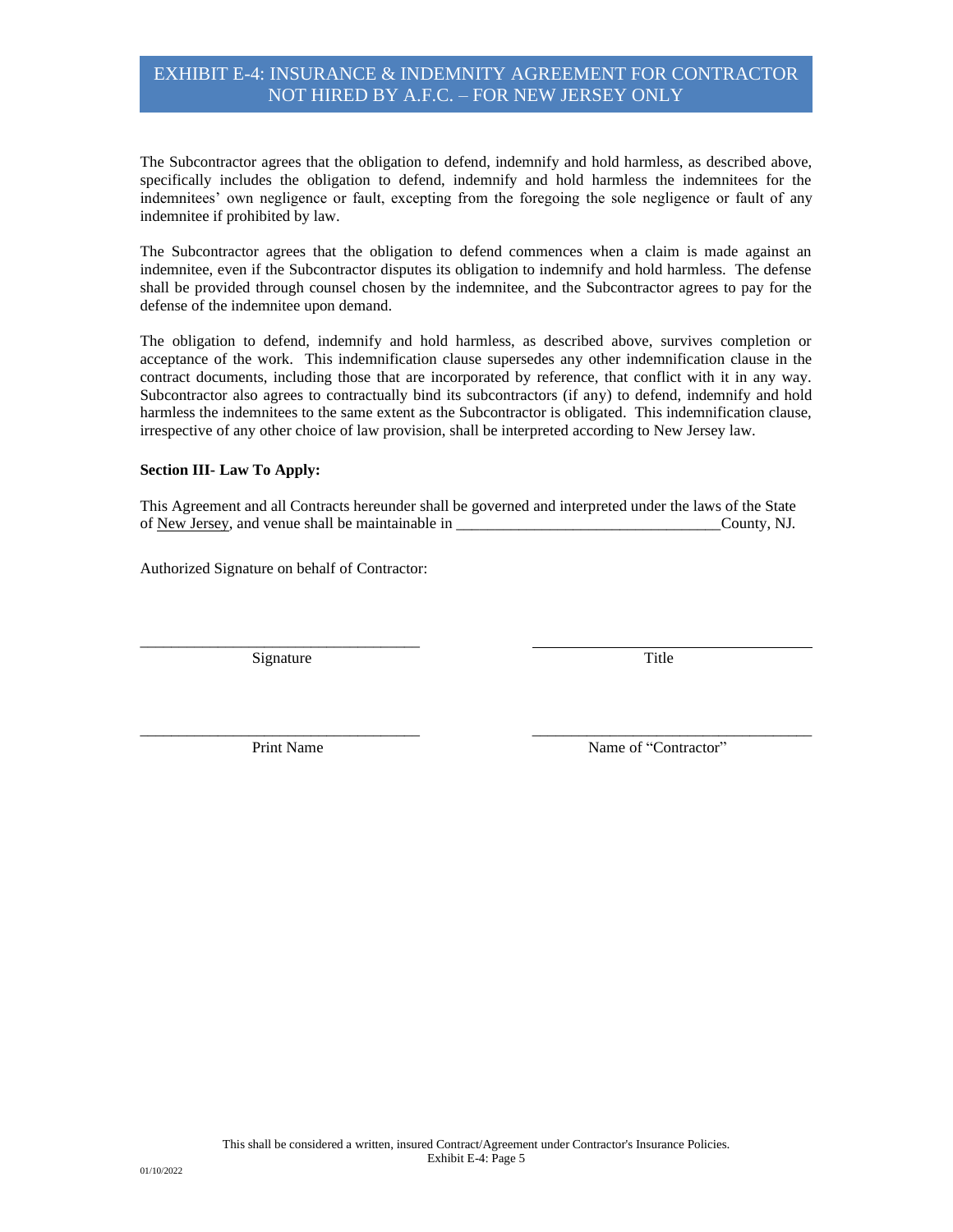# EXHIBIT E-4: INSURANCE & INDEMNITY AGREEMENT FOR CONTRACTOR NOT HIRED BY A.F.C. – FOR NEW JERSEY ONLY

The Subcontractor agrees that the obligation to defend, indemnify and hold harmless, as described above, specifically includes the obligation to defend, indemnify and hold harmless the indemnitees for the indemnitees' own negligence or fault, excepting from the foregoing the sole negligence or fault of any indemnitee if prohibited by law.

The Subcontractor agrees that the obligation to defend commences when a claim is made against an indemnitee, even if the Subcontractor disputes its obligation to indemnify and hold harmless. The defense shall be provided through counsel chosen by the indemnitee, and the Subcontractor agrees to pay for the defense of the indemnitee upon demand.

The obligation to defend, indemnify and hold harmless, as described above, survives completion or acceptance of the work. This indemnification clause supersedes any other indemnification clause in the contract documents, including those that are incorporated by reference, that conflict with it in any way. Subcontractor also agrees to contractually bind its subcontractors (if any) to defend, indemnify and hold harmless the indemnitees to the same extent as the Subcontractor is obligated. This indemnification clause, irrespective of any other choice of law provision, shall be interpreted according to New Jersey law.

**Section III- Law To Apply:**

This Agreement and all Contracts hereunder shall be governed and interpreted under the laws of the State of New Jersey, and venue shall be maintainable in ________________________________County, NJ.

Authorized Signature on behalf of Contractor:

___________________________________ Signature

___________________________________ Title

___________________________________ Print Name

___________________________________ Name of "Contractor"

This shall be considered a written, insured Contract/Agreement under Contractor's Insurance Policies.

01/10/2022